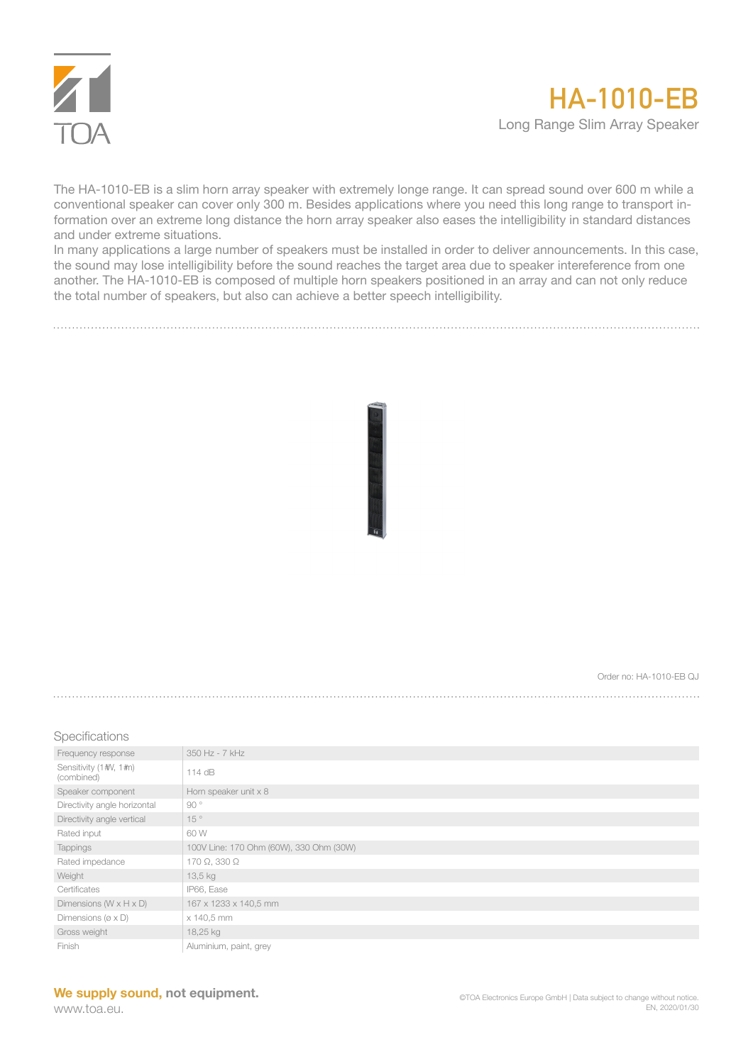TOA

# HA-1010-EB

Long Range Slim Array Speaker

The HA-1010-EB is a slim horn array speaker with extremely longe range. It can spread sound over 600 m while a conventional speaker can cover only 300 m. Besides applications where you need this long range to transport information over an extreme long distance the horn array speaker also eases the intelligibility in standard distances and under extreme situations.
In many applications a large number of speakers must be installed in order to deliver announcements. In this case, the sound may lose intelligibility before the sound reaches the target area due to speaker intereference from one another. The HA-1010-EB is composed of multiple horn speakers positioned in an array and can not only reduce the total number of speakers, but also can achieve a better speech intelligibility.

Order no: HA-1010-EB QJ

## Specifications

| | |
|---|---|
| Frequency response | 350 Hz - 7 kHz |
| Sensitivity (1 W, 1 m) (combined) | 114 dB |
| Speaker component | Horn speaker unit x 8 |
| Directivity angle horizontal | 90 ° |
| Directivity angle vertical | 15 ° |
| Rated input | 60 W |
| Tappings | 100V Line: 170 Ohm (60W), 330 Ohm (30W) |
| Rated impedance | 170 Ω, 330 Ω |
| Weight | 13,5 kg |
| Certificates | IP66, Ease |
| Dimensions (W x H x D) | 167 x 1233 x 140,5 mm |
| Dimensions (ø x D) | x 140,5 mm |
| Gross weight | 18,25 kg |
| Finish | Aluminium, paint, grey |

**We supply sound, not equipment.**
www.toa.eu.

©TOA Electronics Europe GmbH | Data subject to change without notice.
EN, 2020/01/30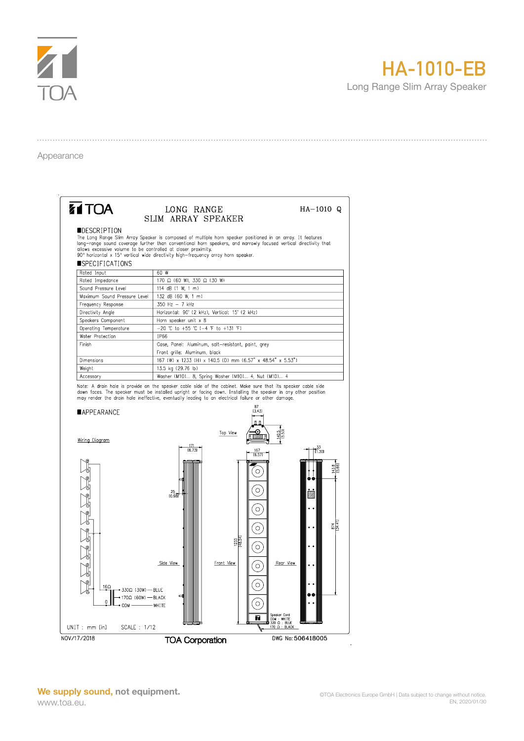# HA-1010-EB

Long Range Slim Array Speaker

Appearance

TOA

LONG RANGE
SLIM ARRAY SPEAKER

HA−1010 Q

■DESCRIPTION

The Long Range Slim Array Speaker is composed of multiple horn speaker positioned in an array. It features long−range sound coverage further than conventional horn speakers, and narrowly focused vertical directivity that allows excessive volume to be controlled at closer proximity.
90° horizontal x 15° vertical wide directivity high−frequency array horn speaker.

■SPECIFICATIONS

| | |
|---|---|
| Rated Input | 60 W |
| Rated Impedance | 170 Ω (60 W), 330 Ω (30 W) |
| Sound Pressure Level | 114 dB (1 W, 1 m) |
| Maximum Sound Pressure Level | 132 dB (60 W, 1 m) |
| Frequency Response | 350 Hz − 7 kHz |
| Directivity Angle | Horizontal: 90° (2 kHz), Vertical: 15° (2 kHz) |
| Speakers Component | Horn speaker unit x 8 |
| Operating Temperature | −20 ℃ to +55 ℃ (−4 ℉ to +131 ℉) |
| Water Protection | IP66 |
| Finish | Case, Panel: Aluminum, salt−resistant, paint, grey |
| | Front grille: Aluminum, black |
| Dimensions | 167 (W) x 1233 (H) x 140.5 (D) mm (6.57" x 48.54" x 5.53") |
| Weight | 13.5 kg (29.76 lb) |
| Accessory | Washer (M10)... 8, Spring Washer (M10)... 4, Nut (M10)... 4 |

Note: A drain hole is provide on the speaker cable side of the cabinet. Make sure that its speaker cable side down faces. The speaker must be installed upright or facing down. Installing the speaker in any other position may render the drain hole ineffective, eventually leading to an electrical failure or other damage.

■APPEARANCE

Wiring Diagram

16Ω
0
330Ω (30W) — BLUE
170Ω (60W) — BLACK
COM — WHITE

Top View
87 [3.43]
140.5 [5.53]

Side View
171 [6.73]
25 [0.98]

Front View
167 [6.57]
1233 [48.54]

Rear View
33 [1.30]
143.8 [5.66]
874 [34.41]

Speaker Cord
COM : WHITE
330 Ω : BLUE
170 Ω : BLACK

UNIT : mm [in]   SCALE : 1/12

NOV/17/2018   TOA Corporation   DWG No: 506418005

**We supply sound, not equipment.**
www.toa.eu.

©TOA Electronics Europe GmbH | Data subject to change without notice.
EN, 2020/01/30